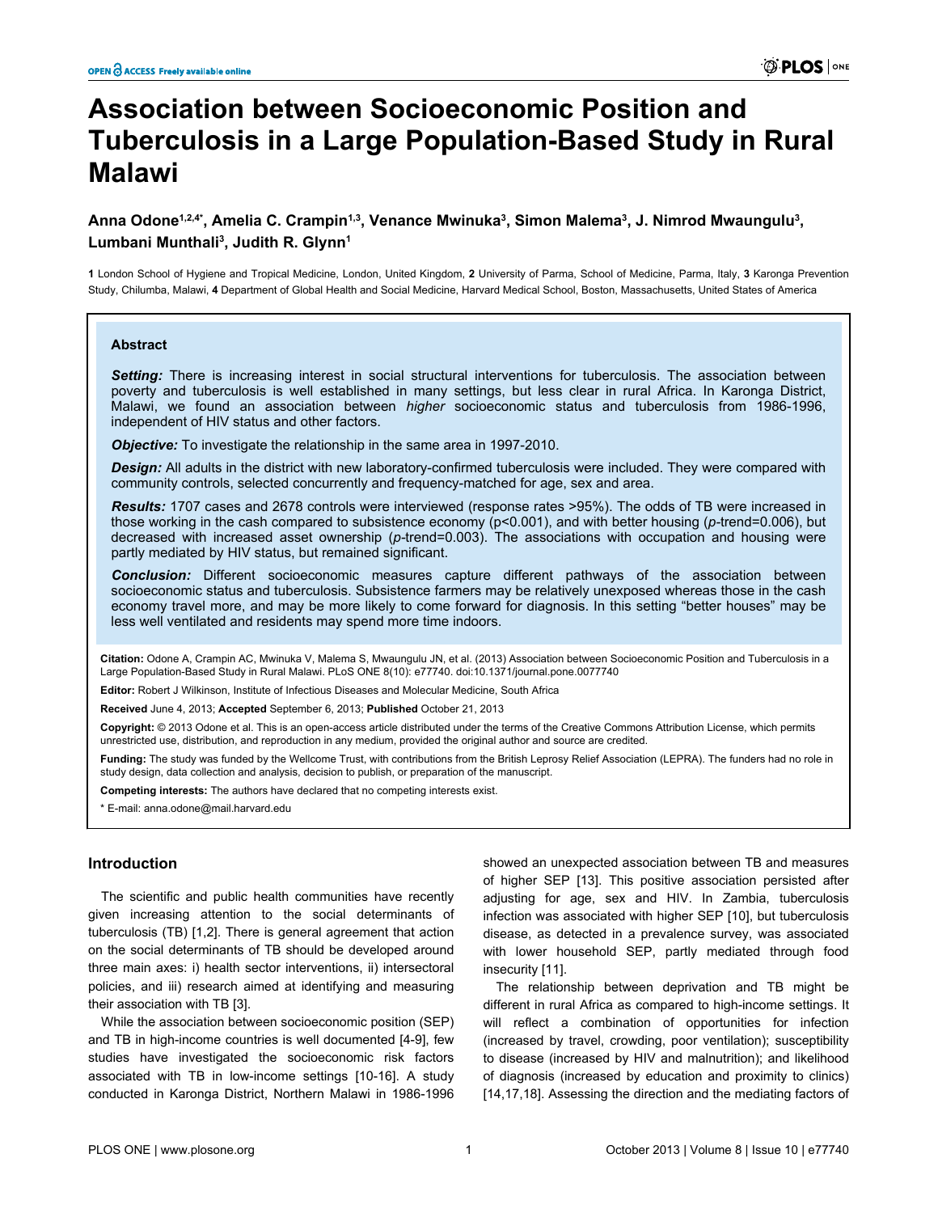# Association between Socioeconomic Position and Tuberculosis in a Large Population-Based Study in Rural Malawi

**Anna Odone[1,2,4*], Amelia C. Crampin[1,3], Venance Mwinuka[3], Simon Malema[3], J. Nimrod Mwaungulu[3], Lumbani Munthali[3], Judith R. Glynn[1]**

[1] London School of Hygiene and Tropical Medicine, London, United Kingdom, [2] University of Parma, School of Medicine, Parma, Italy, [3] Karonga Prevention Study, Chilumba, Malawi, [4] Department of Global Health and Social Medicine, Harvard Medical School, Boston, Massachusetts, United States of America

## Abstract

***Setting:*** There is increasing interest in social structural interventions for tuberculosis. The association between poverty and tuberculosis is well established in many settings, but less clear in rural Africa. In Karonga District, Malawi, we found an association between *higher* socioeconomic status and tuberculosis from 1986-1996, independent of HIV status and other factors.

***Objective:*** To investigate the relationship in the same area in 1997-2010.

***Design:*** All adults in the district with new laboratory-confirmed tuberculosis were included. They were compared with community controls, selected concurrently and frequency-matched for age, sex and area.

***Results:*** 1707 cases and 2678 controls were interviewed (response rates >95%). The odds of TB were increased in those working in the cash compared to subsistence economy ($p<0.001$), and with better housing ($p$-trend=0.006), but decreased with increased asset ownership ($p$-trend=0.003). The associations with occupation and housing were partly mediated by HIV status, but remained significant.

***Conclusion:*** Different socioeconomic measures capture different pathways of the association between socioeconomic status and tuberculosis. Subsistence farmers may be relatively unexposed whereas those in the cash economy travel more, and may be more likely to come forward for diagnosis. In this setting "better houses" may be less well ventilated and residents may spend more time indoors.

**Citation:** Odone A, Crampin AC, Mwinuka V, Malema S, Mwaungulu JN, et al. (2013) Association between Socioeconomic Position and Tuberculosis in a Large Population-Based Study in Rural Malawi. PLoS ONE 8(10): e77740. doi:10.1371/journal.pone.0077740

**Editor:** Robert J Wilkinson, Institute of Infectious Diseases and Molecular Medicine, South Africa

**Received** June 4, 2013; **Accepted** September 6, 2013; **Published** October 21, 2013

**Copyright:** © 2013 Odone et al. This is an open-access article distributed under the terms of the Creative Commons Attribution License, which permits unrestricted use, distribution, and reproduction in any medium, provided the original author and source are credited.

**Funding:** The study was funded by the Wellcome Trust, with contributions from the British Leprosy Relief Association (LEPRA). The funders had no role in study design, data collection and analysis, decision to publish, or preparation of the manuscript.

**Competing interests:** The authors have declared that no competing interests exist.

\* E-mail: anna.odone@mail.harvard.edu

## Introduction

The scientific and public health communities have recently given increasing attention to the social determinants of tuberculosis (TB) [1,2]. There is general agreement that action on the social determinants of TB should be developed around three main axes: i) health sector interventions, ii) intersectoral policies, and iii) research aimed at identifying and measuring their association with TB [3].

While the association between socioeconomic position (SEP) and TB in high-income countries is well documented [4-9], few studies have investigated the socioeconomic risk factors associated with TB in low-income settings [10-16]. A study conducted in Karonga District, Northern Malawi in 1986-1996 showed an unexpected association between TB and measures of higher SEP [13]. This positive association persisted after adjusting for age, sex and HIV. In Zambia, tuberculosis infection was associated with higher SEP [10], but tuberculosis disease, as detected in a prevalence survey, was associated with lower household SEP, partly mediated through food insecurity [11].

The relationship between deprivation and TB might be different in rural Africa as compared to high-income settings. It will reflect a combination of opportunities for infection (increased by travel, crowding, poor ventilation); susceptibility to disease (increased by HIV and malnutrition); and likelihood of diagnosis (increased by education and proximity to clinics) [14,17,18]. Assessing the direction and the mediating factors of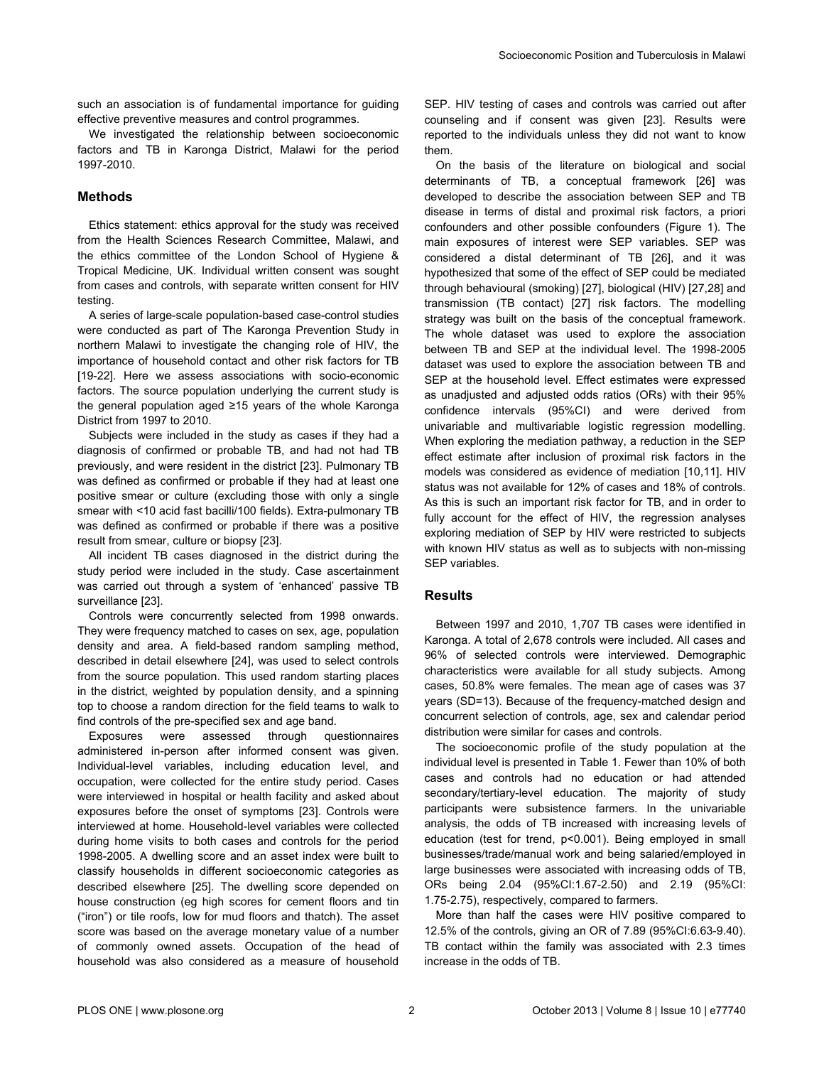such an association is of fundamental importance for guiding effective preventive measures and control programmes.

We investigated the relationship between socioeconomic factors and TB in Karonga District, Malawi for the period 1997-2010.

## Methods

Ethics statement: ethics approval for the study was received from the Health Sciences Research Committee, Malawi, and the ethics committee of the London School of Hygiene & Tropical Medicine, UK. Individual written consent was sought from cases and controls, with separate written consent for HIV testing.

A series of large-scale population-based case-control studies were conducted as part of The Karonga Prevention Study in northern Malawi to investigate the changing role of HIV, the importance of household contact and other risk factors for TB [19-22]. Here we assess associations with socio-economic factors. The source population underlying the current study is the general population aged ≥15 years of the whole Karonga District from 1997 to 2010.

Subjects were included in the study as cases if they had a diagnosis of confirmed or probable TB, and had not had TB previously, and were resident in the district [23]. Pulmonary TB was defined as confirmed or probable if they had at least one positive smear or culture (excluding those with only a single smear with <10 acid fast bacilli/100 fields). Extra-pulmonary TB was defined as confirmed or probable if there was a positive result from smear, culture or biopsy [23].

All incident TB cases diagnosed in the district during the study period were included in the study. Case ascertainment was carried out through a system of 'enhanced' passive TB surveillance [23].

Controls were concurrently selected from 1998 onwards. They were frequency matched to cases on sex, age, population density and area. A field-based random sampling method, described in detail elsewhere [24], was used to select controls from the source population. This used random starting places in the district, weighted by population density, and a spinning top to choose a random direction for the field teams to walk to find controls of the pre-specified sex and age band.

Exposures were assessed through questionnaires administered in-person after informed consent was given. Individual-level variables, including education level, and occupation, were collected for the entire study period. Cases were interviewed in hospital or health facility and asked about exposures before the onset of symptoms [23]. Controls were interviewed at home. Household-level variables were collected during home visits to both cases and controls for the period 1998-2005. A dwelling score and an asset index were built to classify households in different socioeconomic categories as described elsewhere [25]. The dwelling score depended on house construction (eg high scores for cement floors and tin ("iron") or tile roofs, low for mud floors and thatch). The asset score was based on the average monetary value of a number of commonly owned assets. Occupation of the head of household was also considered as a measure of household SEP. HIV testing of cases and controls was carried out after counseling and if consent was given [23]. Results were reported to the individuals unless they did not want to know them.

On the basis of the literature on biological and social determinants of TB, a conceptual framework [26] was developed to describe the association between SEP and TB disease in terms of distal and proximal risk factors, a priori confounders and other possible confounders (Figure 1). The main exposures of interest were SEP variables. SEP was considered a distal determinant of TB [26], and it was hypothesized that some of the effect of SEP could be mediated through behavioural (smoking) [27], biological (HIV) [27,28] and transmission (TB contact) [27] risk factors. The modelling strategy was built on the basis of the conceptual framework. The whole dataset was used to explore the association between TB and SEP at the individual level. The 1998-2005 dataset was used to explore the association between TB and SEP at the household level. Effect estimates were expressed as unadjusted and adjusted odds ratios (ORs) with their 95% confidence intervals (95%CI) and were derived from univariable and multivariable logistic regression modelling. When exploring the mediation pathway, a reduction in the SEP effect estimate after inclusion of proximal risk factors in the models was considered as evidence of mediation [10,11]. HIV status was not available for 12% of cases and 18% of controls. As this is such an important risk factor for TB, and in order to fully account for the effect of HIV, the regression analyses exploring mediation of SEP by HIV were restricted to subjects with known HIV status as well as to subjects with non-missing SEP variables.

## Results

Between 1997 and 2010, 1,707 TB cases were identified in Karonga. A total of 2,678 controls were included. All cases and 96% of selected controls were interviewed. Demographic characteristics were available for all study subjects. Among cases, 50.8% were females. The mean age of cases was 37 years (SD=13). Because of the frequency-matched design and concurrent selection of controls, age, sex and calendar period distribution were similar for cases and controls.

The socioeconomic profile of the study population at the individual level is presented in Table 1. Fewer than 10% of both cases and controls had no education or had attended secondary/tertiary-level education. The majority of study participants were subsistence farmers. In the univariable analysis, the odds of TB increased with increasing levels of education (test for trend, $p<0.001$). Being employed in small businesses/trade/manual work and being salaried/employed in large businesses were associated with increasing odds of TB, ORs being 2.04 (95%CI:1.67-2.50) and 2.19 (95%CI: 1.75-2.75), respectively, compared to farmers.

More than half the cases were HIV positive compared to 12.5% of the controls, giving an OR of 7.89 (95%CI:6.63-9.40). TB contact within the family was associated with 2.3 times increase in the odds of TB.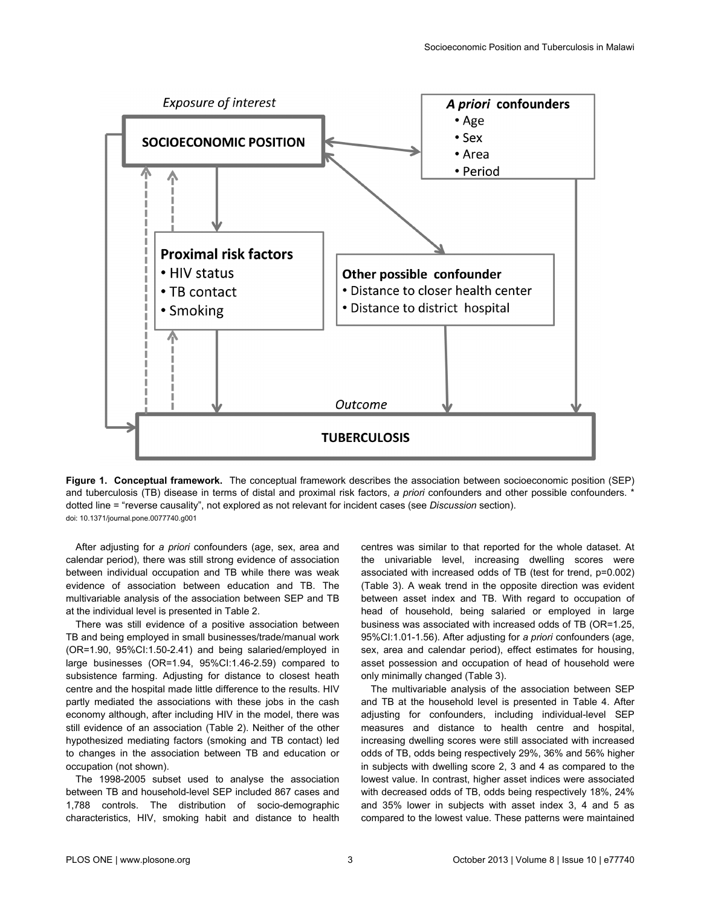Figure 1. Conceptual framework. The conceptual framework describes the association between socioeconomic position (SEP) and tuberculosis (TB) disease in terms of distal and proximal risk factors, *a priori* confounders and other possible confounders. * dotted line = "reverse causality", not explored as not relevant for incident cases (see *Discussion* section).
doi: 10.1371/journal.pone.0077740.g001

After adjusting for *a priori* confounders (age, sex, area and calendar period), there was still strong evidence of association between individual occupation and TB while there was weak evidence of association between education and TB. The multivariable analysis of the association between SEP and TB at the individual level is presented in Table 2.

There was still evidence of a positive association between TB and being employed in small businesses/trade/manual work (OR=1.90, 95%CI:1.50-2.41) and being salaried/employed in large businesses (OR=1.94, 95%CI:1.46-2.59) compared to subsistence farming. Adjusting for distance to closest heath centre and the hospital made little difference to the results. HIV partly mediated the associations with these jobs in the cash economy although, after including HIV in the model, there was still evidence of an association (Table 2). Neither of the other hypothesized mediating factors (smoking and TB contact) led to changes in the association between TB and education or occupation (not shown).

The 1998-2005 subset used to analyse the association between TB and household-level SEP included 867 cases and 1,788 controls. The distribution of socio-demographic characteristics, HIV, smoking habit and distance to health centres was similar to that reported for the whole dataset. At the univariable level, increasing dwelling scores were associated with increased odds of TB (test for trend, p=0.002) (Table 3). A weak trend in the opposite direction was evident between asset index and TB. With regard to occupation of head of household, being salaried or employed in large business was associated with increased odds of TB (OR=1.25, 95%CI:1.01-1.56). After adjusting for *a priori* confounders (age, sex, area and calendar period), effect estimates for housing, asset possession and occupation of head of household were only minimally changed (Table 3).

The multivariable analysis of the association between SEP and TB at the household level is presented in Table 4. After adjusting for confounders, including individual-level SEP measures and distance to health centre and hospital, increasing dwelling scores were still associated with increased odds of TB, odds being respectively 29%, 36% and 56% higher in subjects with dwelling score 2, 3 and 4 as compared to the lowest value. In contrast, higher asset indices were associated with decreased odds of TB, odds being respectively 18%, 24% and 35% lower in subjects with asset index 3, 4 and 5 as compared to the lowest value. These patterns were maintained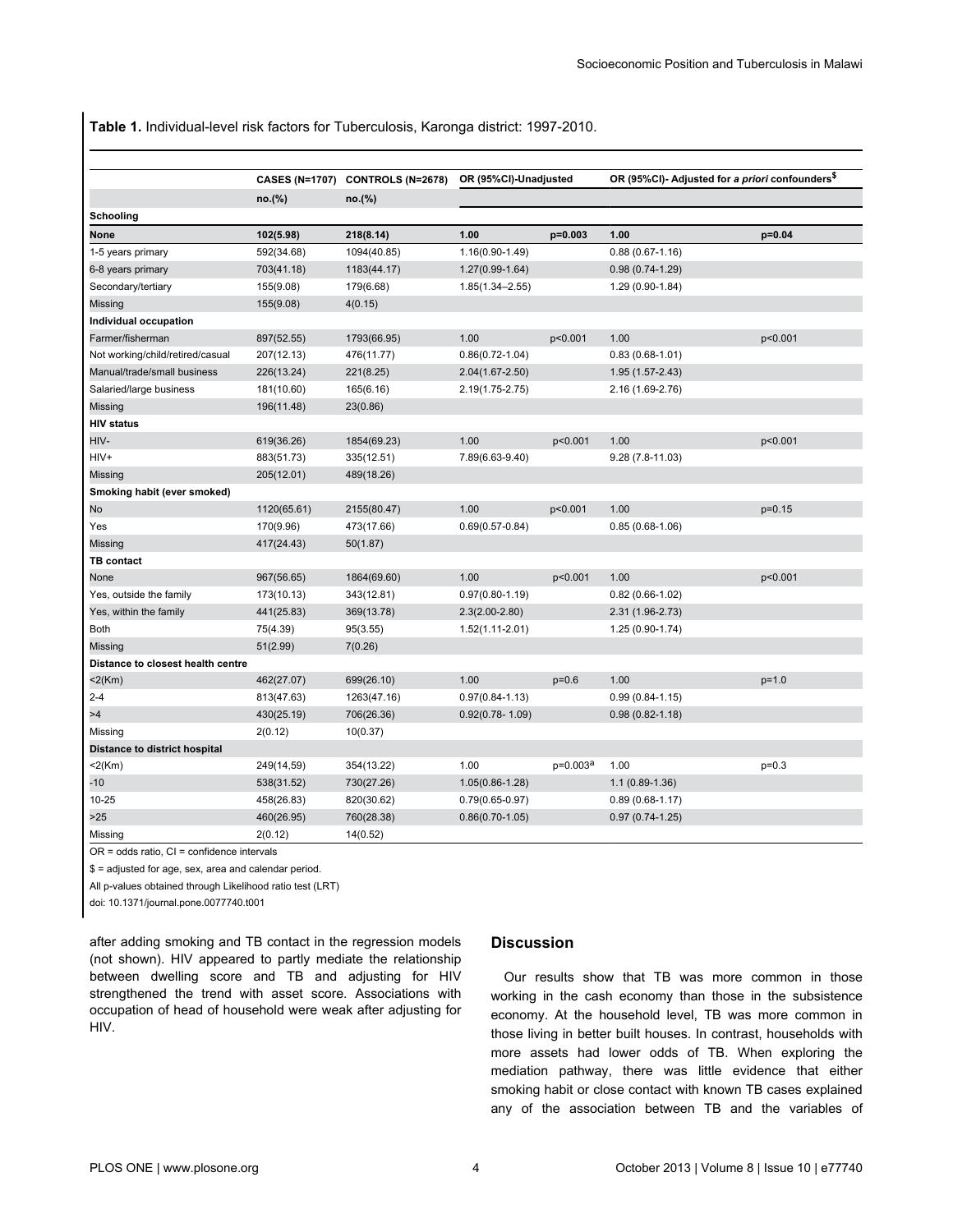**Table 1.** Individual-level risk factors for Tuberculosis, Karonga district: 1997-2010.

| | CASES (N=1707) | CONTROLS (N=2678) | OR (95%CI)-Unadjusted | | OR (95%CI)- Adjusted for *a priori* confounders[$] | |
|---|---|---|---|---|---|---|
| | no.(%) | no.(%) | | | | |
| **Schooling** | | | | | | |
| **None** | **102(5.98)** | **218(8.14)** | **1.00** | **p=0.003** | **1.00** | **p=0.04** |
| 1-5 years primary | 592(34.68) | 1094(40.85) | 1.16(0.90-1.49) | | 0.88 (0.67-1.16) | |
| 6-8 years primary | 703(41.18) | 1183(44.17) | 1.27(0.99-1.64) | | 0.98 (0.74-1.29) | |
| Secondary/tertiary | 155(9.08) | 179(6.68) | 1.85(1.34–2.55) | | 1.29 (0.90-1.84) | |
| Missing | 155(9.08) | 4(0.15) | | | | |
| **Individual occupation** | | | | | | |
| Farmer/fisherman | 897(52.55) | 1793(66.95) | 1.00 | p<0.001 | 1.00 | p<0.001 |
| Not working/child/retired/casual | 207(12.13) | 476(11.77) | 0.86(0.72-1.04) | | 0.83 (0.68-1.01) | |
| Manual/trade/small business | 226(13.24) | 221(8.25) | 2.04(1.67-2.50) | | 1.95 (1.57-2.43) | |
| Salaried/large business | 181(10.60) | 165(6.16) | 2.19(1.75-2.75) | | 2.16 (1.69-2.76) | |
| Missing | 196(11.48) | 23(0.86) | | | | |
| **HIV status** | | | | | | |
| HIV- | 619(36.26) | 1854(69.23) | 1.00 | p<0.001 | 1.00 | p<0.001 |
| HIV+ | 883(51.73) | 335(12.51) | 7.89(6.63-9.40) | | 9.28 (7.8-11.03) | |
| Missing | 205(12.01) | 489(18.26) | | | | |
| **Smoking habit (ever smoked)** | | | | | | |
| No | 1120(65.61) | 2155(80.47) | 1.00 | p<0.001 | 1.00 | p=0.15 |
| Yes | 170(9.96) | 473(17.66) | 0.69(0.57-0.84) | | 0.85 (0.68-1.06) | |
| Missing | 417(24.43) | 50(1.87) | | | | |
| **TB contact** | | | | | | |
| None | 967(56.65) | 1864(69.60) | 1.00 | p<0.001 | 1.00 | p<0.001 |
| Yes, outside the family | 173(10.13) | 343(12.81) | 0.97(0.80-1.19) | | 0.82 (0.66-1.02) | |
| Yes, within the family | 441(25.83) | 369(13.78) | 2.3(2.00-2.80) | | 2.31 (1.96-2.73) | |
| Both | 75(4.39) | 95(3.55) | 1.52(1.11-2.01) | | 1.25 (0.90-1.74) | |
| Missing | 51(2.99) | 7(0.26) | | | | |
| **Distance to closest health centre** | | | | | | |
| <2(Km) | 462(27.07) | 699(26.10) | 1.00 | p=0.6 | 1.00 | p=1.0 |
| 2-4 | 813(47.63) | 1263(47.16) | 0.97(0.84-1.13) | | 0.99 (0.84-1.15) | |
| >4 | 430(25.19) | 706(26.36) | 0.92(0.78- 1.09) | | 0.98 (0.82-1.18) | |
| Missing | 2(0.12) | 10(0.37) | | | | |
| **Distance to district hospital** | | | | | | |
| <2(Km) | 249(14,59) | 354(13.22) | 1.00 | p=0.003[a] | 1.00 | p=0.3 |
| -10 | 538(31.52) | 730(27.26) | 1.05(0.86-1.28) | | 1.1 (0.89-1.36) | |
| 10-25 | 458(26.83) | 820(30.62) | 0.79(0.65-0.97) | | 0.89 (0.68-1.17) | |
| >25 | 460(26.95) | 760(28.38) | 0.86(0.70-1.05) | | 0.97 (0.74-1.25) | |
| Missing | 2(0.12) | 14(0.52) | | | | |

OR = odds ratio, CI = confidence intervals

$ = adjusted for age, sex, area and calendar period.

All p-values obtained through Likelihood ratio test (LRT)

doi: 10.1371/journal.pone.0077740.t001

after adding smoking and TB contact in the regression models (not shown). HIV appeared to partly mediate the relationship between dwelling score and TB and adjusting for HIV strengthened the trend with asset score. Associations with occupation of head of household were weak after adjusting for HIV.

## Discussion

Our results show that TB was more common in those working in the cash economy than those in the subsistence economy. At the household level, TB was more common in those living in better built houses. In contrast, households with more assets had lower odds of TB. When exploring the mediation pathway, there was little evidence that either smoking habit or close contact with known TB cases explained any of the association between TB and the variables of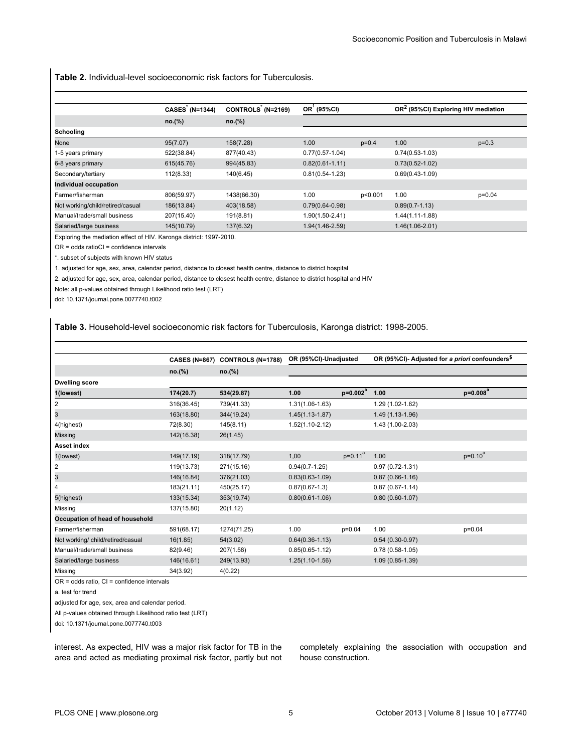**Table 2.** Individual-level socioeconomic risk factors for Tuberculosis.

| | CASES* (N=1344) | CONTROLS* (N=2169) | OR[1] (95%CI) | | OR[2] (95%CI) Exploring HIV mediation | |
|---|---|---|---|---|---|---|
| | no.(%) | no.(%) | | | | |
| **Schooling** | | | | | | |
| None | 95(7.07) | 158(7.28) | 1.00 | p=0.4 | 1.00 | p=0.3 |
| 1-5 years primary | 522(38.84) | 877(40.43) | 0.77(0.57-1.04) | | 0.74(0.53-1.03) | |
| 6-8 years primary | 615(45.76) | 994(45.83) | 0.82(0.61-1.11) | | 0.73(0.52-1.02) | |
| Secondary/tertiary | 112(8.33) | 140(6.45) | 0.81(0.54-1.23) | | 0.69(0.43-1.09) | |
| **Individual occupation** | | | | | | |
| Farmer/fisherman | 806(59.97) | 1438(66.30) | 1.00 | p<0.001 | 1.00 | p=0.04 |
| Not working/child/retired/casual | 186(13.84) | 403(18.58) | 0.79(0.64-0.98) | | 0.89(0.7-1.13) | |
| Manual/trade/small business | 207(15.40) | 191(8.81) | 1.90(1.50-2.41) | | 1.44(1.11-1.88) | |
| Salaried/large business | 145(10.79) | 137(6.32) | 1.94(1.46-2.59) | | 1.46(1.06-2.01) | |

Exploring the mediation effect of HIV. Karonga district: 1997-2010.

OR = odds ratioCI = confidence intervals

*. subset of subjects with known HIV status

1. adjusted for age, sex, area, calendar period, distance to closest health centre, distance to district hospital

2. adjusted for age, sex, area, calendar period, distance to closest health centre, distance to district hospital and HIV

Note: all p-values obtained through Likelihood ratio test (LRT)

doi: 10.1371/journal.pone.0077740.t002

**Table 3.** Household-level socioeconomic risk factors for Tuberculosis, Karonga district: 1998-2005.

| | CASES (N=867) | CONTROLS (N=1788) | OR (95%CI)-Unadjusted | | OR (95%CI)- Adjusted for *a priori* confounders$ | |
|---|---|---|---|---|---|---|
| | no.(%) | no.(%) | | | | |
| **Dwelling score** | | | | | | |
| **1(lowest)** | **174(20.7)** | **534(29.87)** | **1.00** | **p=0.002[a]** | **1.00** | **p=0.008[a]** |
| 2 | 316(36.45) | 739(41.33) | 1.31(1.06-1.63) | | 1.29 (1.02-1.62) | |
| 3 | 163(18.80) | 344(19.24) | 1.45(1.13-1.87) | | 1.49 (1.13-1.96) | |
| 4(highest) | 72(8.30) | 145(8.11) | 1.52(1.10-2.12) | | 1.43 (1.00-2.03) | |
| Missing | 142(16.38) | 26(1.45) | | | | |
| **Asset index** | | | | | | |
| 1(lowest) | 149(17.19) | 318(17.79) | 1,00 | p=0.11[a] | 1.00 | p=0.10[a] |
| 2 | 119(13.73) | 271(15.16) | 0.94(0.7-1.25) | | 0.97 (0.72-1.31) | |
| 3 | 146(16.84) | 376(21.03) | 0.83(0.63-1.09) | | 0.87 (0.66-1.16) | |
| 4 | 183(21.11) | 450(25.17) | 0.87(0.67-1.3) | | 0.87 (0.67-1.14) | |
| 5(highest) | 133(15.34) | 353(19.74) | 0.80(0.61-1.06) | | 0.80 (0.60-1.07) | |
| Missing | 137(15.80) | 20(1.12) | | | | |
| **Occupation of head of household** | | | | | | |
| Farmer/fisherman | 591(68.17) | 1274(71.25) | 1.00 | p=0.04 | 1.00 | p=0.04 |
| Not working/ child/retired/casual | 16(1.85) | 54(3.02) | 0.64(0.36-1.13) | | 0.54 (0.30-0.97) | |
| Manual/trade/small business | 82(9.46) | 207(1.58) | 0.85(0.65-1.12) | | 0.78 (0.58-1.05) | |
| Salaried/large business | 146(16.61) | 249(13.93) | 1.25(1.10-1.56) | | 1.09 (0.85-1.39) | |
| Missing | 34(3.92) | 4(0.22) | | | | |

OR = odds ratio, CI = confidence intervals

a. test for trend

adjusted for age, sex, area and calendar period.

All p-values obtained through Likelihood ratio test (LRT)

doi: 10.1371/journal.pone.0077740.t003

interest. As expected, HIV was a major risk factor for TB in the area and acted as mediating proximal risk factor, partly but not completely explaining the association with occupation and house construction.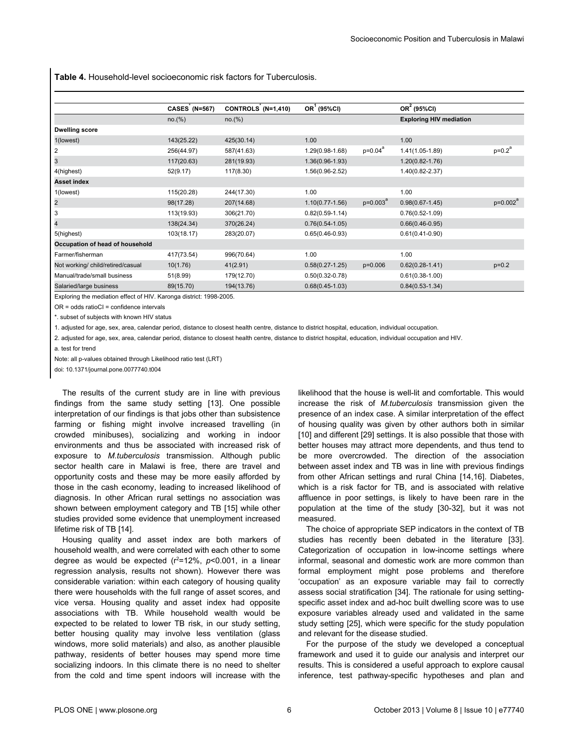**Table 4.** Household-level socioeconomic risk factors for Tuberculosis.

| | CASES* (N=567) | CONTROLS* (N=1,410) | OR[1] (95%CI) | | OR[2] (95%CI) | |
|---|---|---|---|---|---|---|
| | no.(%) | no.(%) | | | **Exploring HIV mediation** | |
| **Dwelling score** | | | | | | |
| 1(lowest) | 143(25.22) | 425(30.14) | 1.00 | | 1.00 | |
| 2 | 256(44.97) | 587(41.63) | 1.29(0.98-1.68) | p=0.04[a] | 1.41(1.05-1.89) | p=0.2[a] |
| 3 | 117(20.63) | 281(19.93) | 1.36(0.96-1.93) | | 1.20(0.82-1.76) | |
| 4(highest) | 52(9.17) | 117(8.30) | 1.56(0.96-2.52) | | 1.40(0.82-2.37) | |
| **Asset index** | | | | | | |
| 1(lowest) | 115(20.28) | 244(17.30) | 1.00 | | 1.00 | |
| 2 | 98(17.28) | 207(14.68) | 1.10(0.77-1.56) | p=0.003[a] | 0.98(0.67-1.45) | p=0.002[a] |
| 3 | 113(19.93) | 306(21.70) | 0.82(0.59-1.14) | | 0.76(0.52-1.09) | |
| 4 | 138(24.34) | 370(26.24) | 0.76(0.54-1.05) | | 0.66(0.46-0.95) | |
| 5(highest) | 103(18.17) | 283(20.07) | 0.65(0.46-0.93) | | 0.61(0.41-0.90) | |
| **Occupation of head of household** | | | | | | |
| Farmer/fisherman | 417(73.54) | 996(70.64) | 1.00 | | 1.00 | |
| Not working/ child/retired/casual | 10(1.76) | 41(2.91) | 0.58(0.27-1.25) | p=0.006 | 0.62(0.28-1.41) | p=0.2 |
| Manual/trade/small business | 51(8.99) | 179(12.70) | 0.50(0.32-0.78) | | 0.61(0.38-1.00) | |
| Salaried/large business | 89(15.70) | 194(13.76) | 0.68(0.45-1.03) | | 0.84(0.53-1.34) | |

Exploring the mediation effect of HIV. Karonga district: 1998-2005.

OR = odds ratioCI = confidence intervals

*. subset of subjects with known HIV status

1. adjusted for age, sex, area, calendar period, distance to closest health centre, distance to district hospital, education, individual occupation.

2. adjusted for age, sex, area, calendar period, distance to closest health centre, distance to district hospital, education, individual occupation and HIV.

a. test for trend

Note: all p-values obtained through Likelihood ratio test (LRT)

doi: 10.1371/journal.pone.0077740.t004

The results of the current study are in line with previous findings from the same study setting [13]. One possible interpretation of our findings is that jobs other than subsistence farming or fishing might involve increased travelling (in crowded minibuses), socializing and working in indoor environments and thus be associated with increased risk of exposure to *M.tuberculosis* transmission. Although public sector health care in Malawi is free, there are travel and opportunity costs and these may be more easily afforded by those in the cash economy, leading to increased likelihood of diagnosis. In other African rural settings no association was shown between employment category and TB [15] while other studies provided some evidence that unemployment increased lifetime risk of TB [14].

Housing quality and asset index are both markers of household wealth, and were correlated with each other to some degree as would be expected ($r^2$=12%, $p$<0.001, in a linear regression analysis, results not shown). However there was considerable variation: within each category of housing quality there were households with the full range of asset scores, and vice versa. Housing quality and asset index had opposite associations with TB. While household wealth would be expected to be related to lower TB risk, in our study setting, better housing quality may involve less ventilation (glass windows, more solid materials) and also, as another plausible pathway, residents of better houses may spend more time socializing indoors. In this climate there is no need to shelter from the cold and time spent indoors will increase with the likelihood that the house is well-lit and comfortable. This would increase the risk of *M.tuberculosis* transmission given the presence of an index case. A similar interpretation of the effect of housing quality was given by other authors both in similar [10] and different [29] settings. It is also possible that those with better houses may attract more dependents, and thus tend to be more overcrowded. The direction of the association between asset index and TB was in line with previous findings from other African settings and rural China [14,16]. Diabetes, which is a risk factor for TB, and is associated with relative affluence in poor settings, is likely to have been rare in the population at the time of the study [30-32], but it was not measured.

The choice of appropriate SEP indicators in the context of TB studies has recently been debated in the literature [33]. Categorization of occupation in low-income settings where informal, seasonal and domestic work are more common than formal employment might pose problems and therefore 'occupation' as an exposure variable may fail to correctly assess social stratification [34]. The rationale for using setting-specific asset index and ad-hoc built dwelling score was to use exposure variables already used and validated in the same study setting [25], which were specific for the study population and relevant for the disease studied.

For the purpose of the study we developed a conceptual framework and used it to guide our analysis and interpret our results. This is considered a useful approach to explore causal inference, test pathway-specific hypotheses and plan and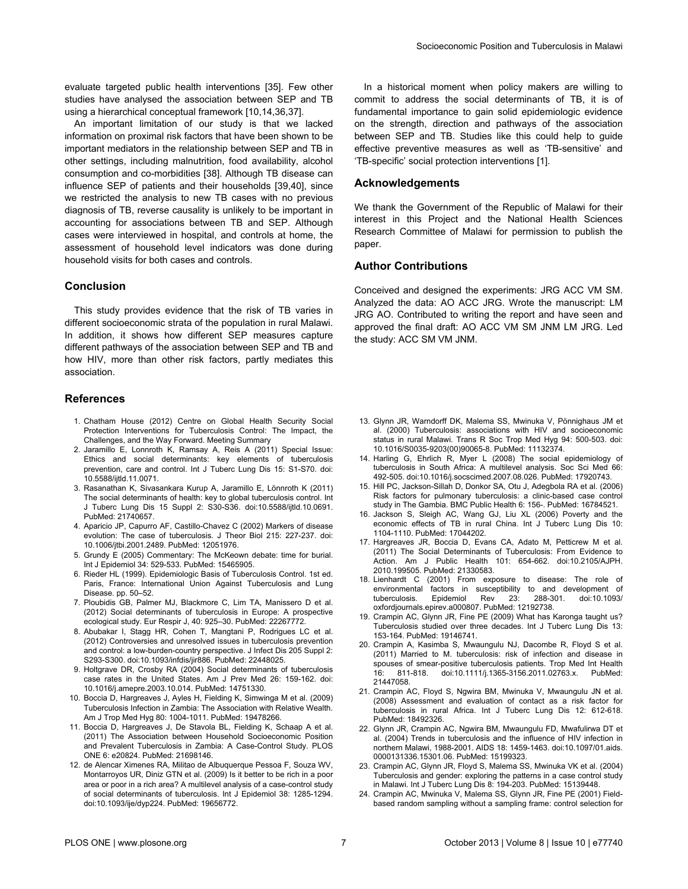evaluate targeted public health interventions [35]. Few other studies have analysed the association between SEP and TB using a hierarchical conceptual framework [10,14,36,37].

An important limitation of our study is that we lacked information on proximal risk factors that have been shown to be important mediators in the relationship between SEP and TB in other settings, including malnutrition, food availability, alcohol consumption and co-morbidities [38]. Although TB disease can influence SEP of patients and their households [39,40], since we restricted the analysis to new TB cases with no previous diagnosis of TB, reverse causality is unlikely to be important in accounting for associations between TB and SEP. Although cases were interviewed in hospital, and controls at home, the assessment of household level indicators was done during household visits for both cases and controls.

## Conclusion

This study provides evidence that the risk of TB varies in different socioeconomic strata of the population in rural Malawi. In addition, it shows how different SEP measures capture different pathways of the association between SEP and TB and how HIV, more than other risk factors, partly mediates this association.

In a historical moment when policy makers are willing to commit to address the social determinants of TB, it is of fundamental importance to gain solid epidemiologic evidence on the strength, direction and pathways of the association between SEP and TB. Studies like this could help to guide effective preventive measures as well as 'TB-sensitive' and 'TB-specific' social protection interventions [1].

## Acknowledgements

We thank the Government of the Republic of Malawi for their interest in this Project and the National Health Sciences Research Committee of Malawi for permission to publish the paper.

## Author Contributions

Conceived and designed the experiments: JRG ACC VM SM. Analyzed the data: AO ACC JRG. Wrote the manuscript: LM JRG AO. Contributed to writing the report and have seen and approved the final draft: AO ACC VM SM JNM LM JRG. Led the study: ACC SM VM JNM.

## References

1. Chatham House (2012) Centre on Global Health Security Social Protection Interventions for Tuberculosis Control: The Impact, the Challenges, and the Way Forward. Meeting Summary
2. Jaramillo E, Lonnroth K, Ramsay A, Reis A (2011) Special Issue: Ethics and social determinants: key elements of tuberculosis prevention, care and control. Int J Tuberc Lung Dis 15: S1-S70. doi: 10.5588/ijtld.11.0071.
3. Rasanathan K, Sivasankara Kurup A, Jaramillo E, Lönnroth K (2011) The social determinants of health: key to global tuberculosis control. Int J Tuberc Lung Dis 15 Suppl 2: S30-S36. doi:10.5588/ijtld.10.0691. PubMed: 21740657.
4. Aparicio JP, Capurro AF, Castillo-Chavez C (2002) Markers of disease evolution: The case of tuberculosis. J Theor Biol 215: 227-237. doi: 10.1006/jtbi.2001.2489. PubMed: 12051976.
5. Grundy E (2005) Commentary: The McKeown debate: time for burial. Int J Epidemiol 34: 529-533. PubMed: 15465905.
6. Rieder HL (1999). Epidemiologic Basis of Tuberculosis Control. 1st ed. Paris, France: International Union Against Tuberculosis and Lung Disease. pp. 50–52.
7. Ploubidis GB, Palmer MJ, Blackmore C, Lim TA, Manissero D et al. (2012) Social determinants of tuberculosis in Europe: A prospective ecological study. Eur Respir J, 40: 925–30. PubMed: 22267772.
8. Abubakar I, Stagg HR, Cohen T, Mangtani P, Rodrigues LC et al. (2012) Controversies and unresolved issues in tuberculosis prevention and control: a low-burden-country perspective. J Infect Dis 205 Suppl 2: S293-S300. doi:10.1093/infdis/jir886. PubMed: 22448025.
9. Holtgrave DR, Crosby RA (2004) Social determinants of tuberculosis case rates in the United States. Am J Prev Med 26: 159-162. doi: 10.1016/j.amepre.2003.10.014. PubMed: 14751330.
10. Boccia D, Hargreaves J, Ayles H, Fielding K, Simwinga M et al. (2009) Tuberculosis Infection in Zambia: The Association with Relative Wealth. Am J Trop Med Hyg 80: 1004-1011. PubMed: 19478266.
11. Boccia D, Hargreaves J, De Stavola BL, Fielding K, Schaap A et al. (2011) The Association between Household Socioeconomic Position and Prevalent Tuberculosis in Zambia: A Case-Control Study. PLOS ONE 6: e20824. PubMed: 21698146.
12. de Alencar Ximenes RA, Militao de Albuquerque Pessoa F, Souza WV, Montarroyos UR, Diniz GTN et al. (2009) Is it better to be rich in a poor area or poor in a rich area? A multilevel analysis of a case-control study of social determinants of tuberculosis. Int J Epidemiol 38: 1285-1294. doi:10.1093/ije/dyp224. PubMed: 19656772.
13. Glynn JR, Warndorff DK, Malema SS, Mwinuka V, Pönnighaus JM et al. (2000) Tuberculosis: associations with HIV and socioeconomic status in rural Malawi. Trans R Soc Trop Med Hyg 94: 500-503. doi: 10.1016/S0035-9203(00)90065-8. PubMed: 11132374.
14. Harling G, Ehrlich R, Myer L (2008) The social epidemiology of tuberculosis in South Africa: A multilevel analysis. Soc Sci Med 66: 492-505. doi:10.1016/j.socscimed.2007.08.026. PubMed: 17920743.
15. Hill PC, Jackson-Sillah D, Donkor SA, Otu J, Adegbola RA et al. (2006) Risk factors for pulmonary tuberculosis: a clinic-based case control study in The Gambia. BMC Public Health 6: 156-. PubMed: 16784521.
16. Jackson S, Sleigh AC, Wang GJ, Liu XL (2006) Poverty and the economic effects of TB in rural China. Int J Tuberc Lung Dis 10: 1104-1110. PubMed: 17044202.
17. Hargreaves JR, Boccia D, Evans CA, Adato M, Petticrew M et al. (2011) The Social Determinants of Tuberculosis: From Evidence to Action. Am J Public Health 101: 654-662. doi:10.2105/AJPH. 2010.199505. PubMed: 21330583.
18. Lienhardt C (2001) From exposure to disease: The role of environmental factors in susceptibility to and development of tuberculosis. Epidemiol Rev 23: 288-301. doi:10.1093/ oxfordjournals.epirev.a000807. PubMed: 12192738.
19. Crampin AC, Glynn JR, Fine PE (2009) What has Karonga taught us? Tuberculosis studied over three decades. Int J Tuberc Lung Dis 13: 153-164. PubMed: 19146741.
20. Crampin A, Kasimba S, Mwaungulu NJ, Dacombe R, Floyd S et al. (2011) Married to M. tuberculosis: risk of infection and disease in spouses of smear-positive tuberculosis patients. Trop Med Int Health 16: 811-818. doi:10.1111/j.1365-3156.2011.02763.x. PubMed: 21447058.
21. Crampin AC, Floyd S, Ngwira BM, Mwinuka V, Mwaungulu JN et al. (2008) Assessment and evaluation of contact as a risk factor for tuberculosis in rural Africa. Int J Tuberc Lung Dis 12: 612-618. PubMed: 18492326.
22. Glynn JR, Crampin AC, Ngwira BM, Mwaungulu FD, Mwafulirwa DT et al. (2004) Trends in tuberculosis and the influence of HIV infection in northern Malawi, 1988-2001. AIDS 18: 1459-1463. doi:10.1097/01.aids. 0000131336.15301.06. PubMed: 15199323.
23. Crampin AC, Glynn JR, Floyd S, Malema SS, Mwinuka VK et al. (2004) Tuberculosis and gender: exploring the patterns in a case control study in Malawi. Int J Tuberc Lung Dis 8: 194-203. PubMed: 15139448.
24. Crampin AC, Mwinuka V, Malema SS, Glynn JR, Fine PE (2001) Field-based random sampling without a sampling frame: control selection for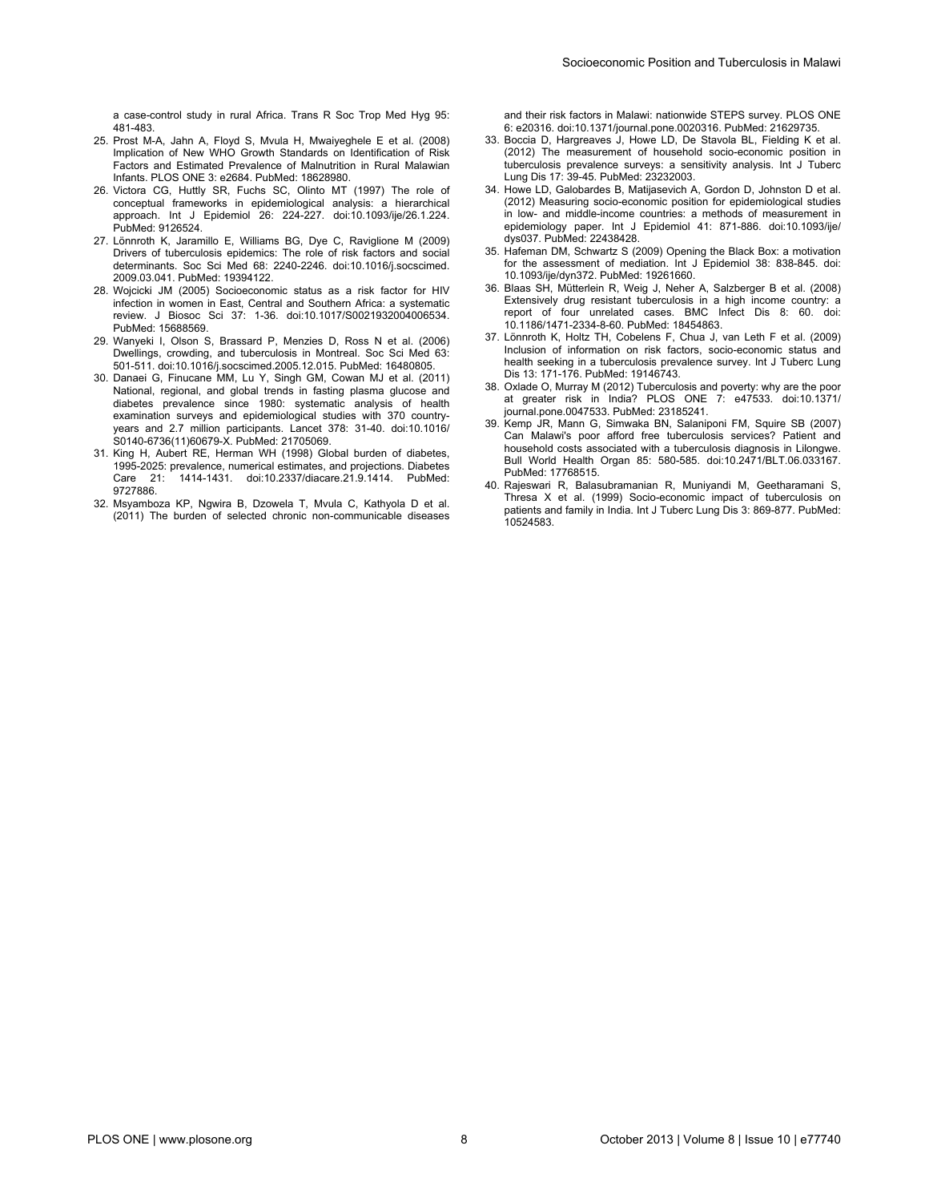a case-control study in rural Africa. Trans R Soc Trop Med Hyg 95: 481-483.

25. Prost M-A, Jahn A, Floyd S, Mvula H, Mwaiyeghele E et al. (2008) Implication of New WHO Growth Standards on Identification of Risk Factors and Estimated Prevalence of Malnutrition in Rural Malawian Infants. PLOS ONE 3: e2684. PubMed: 18628980.
26. Victora CG, Huttly SR, Fuchs SC, Olinto MT (1997) The role of conceptual frameworks in epidemiological analysis: a hierarchical approach. Int J Epidemiol 26: 224-227. doi:10.1093/ije/26.1.224. PubMed: 9126524.
27. Lönnroth K, Jaramillo E, Williams BG, Dye C, Raviglione M (2009) Drivers of tuberculosis epidemics: The role of risk factors and social determinants. Soc Sci Med 68: 2240-2246. doi:10.1016/j.socscimed.2009.03.041. PubMed: 19394122.
28. Wojcicki JM (2005) Socioeconomic status as a risk factor for HIV infection in women in East, Central and Southern Africa: a systematic review. J Biosoc Sci 37: 1-36. doi:10.1017/S0021932004006534. PubMed: 15688569.
29. Wanyeki I, Olson S, Brassard P, Menzies D, Ross N et al. (2006) Dwellings, crowding, and tuberculosis in Montreal. Soc Sci Med 63: 501-511. doi:10.1016/j.socscimed.2005.12.015. PubMed: 16480805.
30. Danaei G, Finucane MM, Lu Y, Singh GM, Cowan MJ et al. (2011) National, regional, and global trends in fasting plasma glucose and diabetes prevalence since 1980: systematic analysis of health examination surveys and epidemiological studies with 370 country-years and 2.7 million participants. Lancet 378: 31-40. doi:10.1016/S0140-6736(11)60679-X. PubMed: 21705069.
31. King H, Aubert RE, Herman WH (1998) Global burden of diabetes, 1995-2025: prevalence, numerical estimates, and projections. Diabetes Care 21: 1414-1431. doi:10.2337/diacare.21.9.1414. PubMed: 9727886.
32. Msyamboza KP, Ngwira B, Dzowela T, Mvula C, Kathyola D et al. (2011) The burden of selected chronic non-communicable diseases and their risk factors in Malawi: nationwide STEPS survey. PLOS ONE 6: e20316. doi:10.1371/journal.pone.0020316. PubMed: 21629735.
33. Boccia D, Hargreaves J, Howe LD, De Stavola BL, Fielding K et al. (2012) The measurement of household socio-economic position in tuberculosis prevalence surveys: a sensitivity analysis. Int J Tuberc Lung Dis 17: 39-45. PubMed: 23232003.
34. Howe LD, Galobardes B, Matijasevich A, Gordon D, Johnston D et al. (2012) Measuring socio-economic position for epidemiological studies in low- and middle-income countries: a methods of measurement in epidemiology paper. Int J Epidemiol 41: 871-886. doi:10.1093/ije/dys037. PubMed: 22438428.
35. Hafeman DM, Schwartz S (2009) Opening the Black Box: a motivation for the assessment of mediation. Int J Epidemiol 38: 838-845. doi:10.1093/ije/dyn372. PubMed: 19261660.
36. Blaas SH, Mütterlein R, Weig J, Neher A, Salzberger B et al. (2008) Extensively drug resistant tuberculosis in a high income country: a report of four unrelated cases. BMC Infect Dis 8: 60. doi:10.1186/1471-2334-8-60. PubMed: 18454863.
37. Lönnroth K, Holtz TH, Cobelens F, Chua J, van Leth F et al. (2009) Inclusion of information on risk factors, socio-economic status and health seeking in a tuberculosis prevalence survey. Int J Tuberc Lung Dis 13: 171-176. PubMed: 19146743.
38. Oxlade O, Murray M (2012) Tuberculosis and poverty: why are the poor at greater risk in India? PLOS ONE 7: e47533. doi:10.1371/journal.pone.0047533. PubMed: 23185241.
39. Kemp JR, Mann G, Simwaka BN, Salaniponi FM, Squire SB (2007) Can Malawi's poor afford free tuberculosis services? Patient and household costs associated with a tuberculosis diagnosis in Lilongwe. Bull World Health Organ 85: 580-585. doi:10.2471/BLT.06.033167. PubMed: 17768515.
40. Rajeswari R, Balasubramanian R, Muniyandi M, Geetharamani S, Thresa X et al. (1999) Socio-economic impact of tuberculosis on patients and family in India. Int J Tuberc Lung Dis 3: 869-877. PubMed: 10524583.